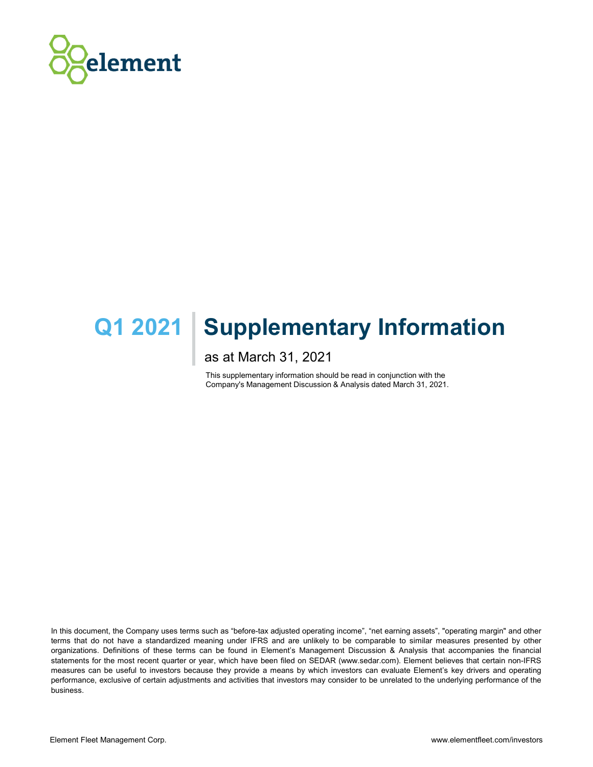element

# Q1 2021 Supplementary Information

as at March 31, 2021

This supplementary information should be read in conjunction with the Company's Management Discussion & Analysis dated March 31, 2021.

In this document, the Company uses terms such as "before-tax adjusted operating income", "net earning assets", "operating margin" and other terms that do not have a standardized meaning under IFRS and are unlikely to be comparable to similar measures presented by other organizations. Definitions of these terms can be found in Element's Management Discussion & Analysis that accompanies the financial statements for the most recent quarter or year, which have been filed on SEDAR (www.sedar.com). Element believes that certain non-IFRS measures can be useful to investors because they provide a means by which investors can evaluate Element's key drivers and operating performance, exclusive of certain adjustments and activities that investors may consider to be unrelated to the underlying performance of the business.

Element Fleet Management Corp.

www.elementfleet.com/investors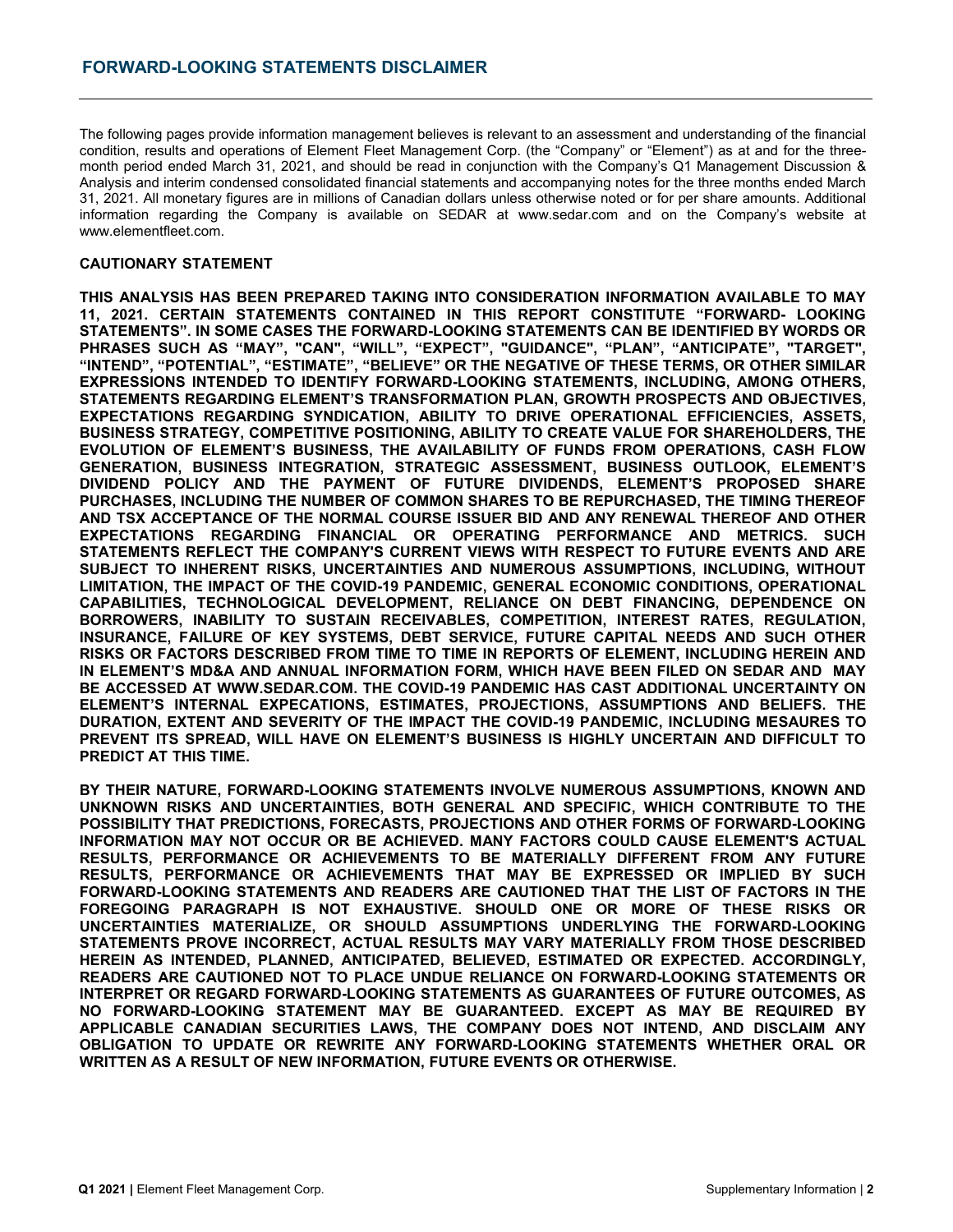## FORWARD-LOOKING STATEMENTS DISCLAIMER

The following pages provide information management believes is relevant to an assessment and understanding of the financial condition, results and operations of Element Fleet Management Corp. (the "Company" or "Element") as at and for the three-month period ended March 31, 2021, and should be read in conjunction with the Company's Q1 Management Discussion & Analysis and interim condensed consolidated financial statements and accompanying notes for the three months ended March 31, 2021. All monetary figures are in millions of Canadian dollars unless otherwise noted or for per share amounts. Additional information regarding the Company is available on SEDAR at www.sedar.com and on the Company's website at www.elementfleet.com.

### CAUTIONARY STATEMENT

**THIS ANALYSIS HAS BEEN PREPARED TAKING INTO CONSIDERATION INFORMATION AVAILABLE TO MAY 11, 2021. CERTAIN STATEMENTS CONTAINED IN THIS REPORT CONSTITUTE "FORWARD- LOOKING STATEMENTS". IN SOME CASES THE FORWARD-LOOKING STATEMENTS CAN BE IDENTIFIED BY WORDS OR PHRASES SUCH AS "MAY", "CAN", "WILL", "EXPECT", "GUIDANCE", "PLAN", "ANTICIPATE", "TARGET", "INTEND", "POTENTIAL", "ESTIMATE", "BELIEVE" OR THE NEGATIVE OF THESE TERMS, OR OTHER SIMILAR EXPRESSIONS INTENDED TO IDENTIFY FORWARD-LOOKING STATEMENTS, INCLUDING, AMONG OTHERS, STATEMENTS REGARDING ELEMENT'S TRANSFORMATION PLAN, GROWTH PROSPECTS AND OBJECTIVES, EXPECTATIONS REGARDING SYNDICATION, ABILITY TO DRIVE OPERATIONAL EFFICIENCIES, ASSETS, BUSINESS STRATEGY, COMPETITIVE POSITIONING, ABILITY TO CREATE VALUE FOR SHAREHOLDERS, THE EVOLUTION OF ELEMENT'S BUSINESS, THE AVAILABILITY OF FUNDS FROM OPERATIONS, CASH FLOW GENERATION, BUSINESS INTEGRATION, STRATEGIC ASSESSMENT, BUSINESS OUTLOOK, ELEMENT'S DIVIDEND POLICY AND THE PAYMENT OF FUTURE DIVIDENDS, ELEMENT'S PROPOSED SHARE PURCHASES, INCLUDING THE NUMBER OF COMMON SHARES TO BE REPURCHASED, THE TIMING THEREOF AND TSX ACCEPTANCE OF THE NORMAL COURSE ISSUER BID AND ANY RENEWAL THEREOF AND OTHER EXPECTATIONS REGARDING FINANCIAL OR OPERATING PERFORMANCE AND METRICS. SUCH STATEMENTS REFLECT THE COMPANY'S CURRENT VIEWS WITH RESPECT TO FUTURE EVENTS AND ARE SUBJECT TO INHERENT RISKS, UNCERTAINTIES AND NUMEROUS ASSUMPTIONS, INCLUDING, WITHOUT LIMITATION, THE IMPACT OF THE COVID-19 PANDEMIC, GENERAL ECONOMIC CONDITIONS, OPERATIONAL CAPABILITIES, TECHNOLOGICAL DEVELOPMENT, RELIANCE ON DEBT FINANCING, DEPENDENCE ON BORROWERS, INABILITY TO SUSTAIN RECEIVABLES, COMPETITION, INTEREST RATES, REGULATION, INSURANCE, FAILURE OF KEY SYSTEMS, DEBT SERVICE, FUTURE CAPITAL NEEDS AND SUCH OTHER RISKS OR FACTORS DESCRIBED FROM TIME TO TIME IN REPORTS OF ELEMENT, INCLUDING HEREIN AND IN ELEMENT'S MD&A AND ANNUAL INFORMATION FORM, WHICH HAVE BEEN FILED ON SEDAR AND MAY BE ACCESSED AT WWW.SEDAR.COM. THE COVID-19 PANDEMIC HAS CAST ADDITIONAL UNCERTAINTY ON ELEMENT'S INTERNAL EXPECATIONS, ESTIMATES, PROJECTIONS, ASSUMPTIONS AND BELIEFS. THE DURATION, EXTENT AND SEVERITY OF THE IMPACT THE COVID-19 PANDEMIC, INCLUDING MESAURES TO PREVENT ITS SPREAD, WILL HAVE ON ELEMENT'S BUSINESS IS HIGHLY UNCERTAIN AND DIFFICULT TO PREDICT AT THIS TIME.**

**BY THEIR NATURE, FORWARD-LOOKING STATEMENTS INVOLVE NUMEROUS ASSUMPTIONS, KNOWN AND UNKNOWN RISKS AND UNCERTAINTIES, BOTH GENERAL AND SPECIFIC, WHICH CONTRIBUTE TO THE POSSIBILITY THAT PREDICTIONS, FORECASTS, PROJECTIONS AND OTHER FORMS OF FORWARD-LOOKING INFORMATION MAY NOT OCCUR OR BE ACHIEVED. MANY FACTORS COULD CAUSE ELEMENT'S ACTUAL RESULTS, PERFORMANCE OR ACHIEVEMENTS TO BE MATERIALLY DIFFERENT FROM ANY FUTURE RESULTS, PERFORMANCE OR ACHIEVEMENTS THAT MAY BE EXPRESSED OR IMPLIED BY SUCH FORWARD-LOOKING STATEMENTS AND READERS ARE CAUTIONED THAT THE LIST OF FACTORS IN THE FOREGOING PARAGRAPH IS NOT EXHAUSTIVE. SHOULD ONE OR MORE OF THESE RISKS OR UNCERTAINTIES MATERIALIZE, OR SHOULD ASSUMPTIONS UNDERLYING THE FORWARD-LOOKING STATEMENTS PROVE INCORRECT, ACTUAL RESULTS MAY VARY MATERIALLY FROM THOSE DESCRIBED HEREIN AS INTENDED, PLANNED, ANTICIPATED, BELIEVED, ESTIMATED OR EXPECTED. ACCORDINGLY, READERS ARE CAUTIONED NOT TO PLACE UNDUE RELIANCE ON FORWARD-LOOKING STATEMENTS OR INTERPRET OR REGARD FORWARD-LOOKING STATEMENTS AS GUARANTEES OF FUTURE OUTCOMES, AS NO FORWARD-LOOKING STATEMENT MAY BE GUARANTEED. EXCEPT AS MAY BE REQUIRED BY APPLICABLE CANADIAN SECURITIES LAWS, THE COMPANY DOES NOT INTEND, AND DISCLAIM ANY OBLIGATION TO UPDATE OR REWRITE ANY FORWARD-LOOKING STATEMENTS WHETHER ORAL OR WRITTEN AS A RESULT OF NEW INFORMATION, FUTURE EVENTS OR OTHERWISE.**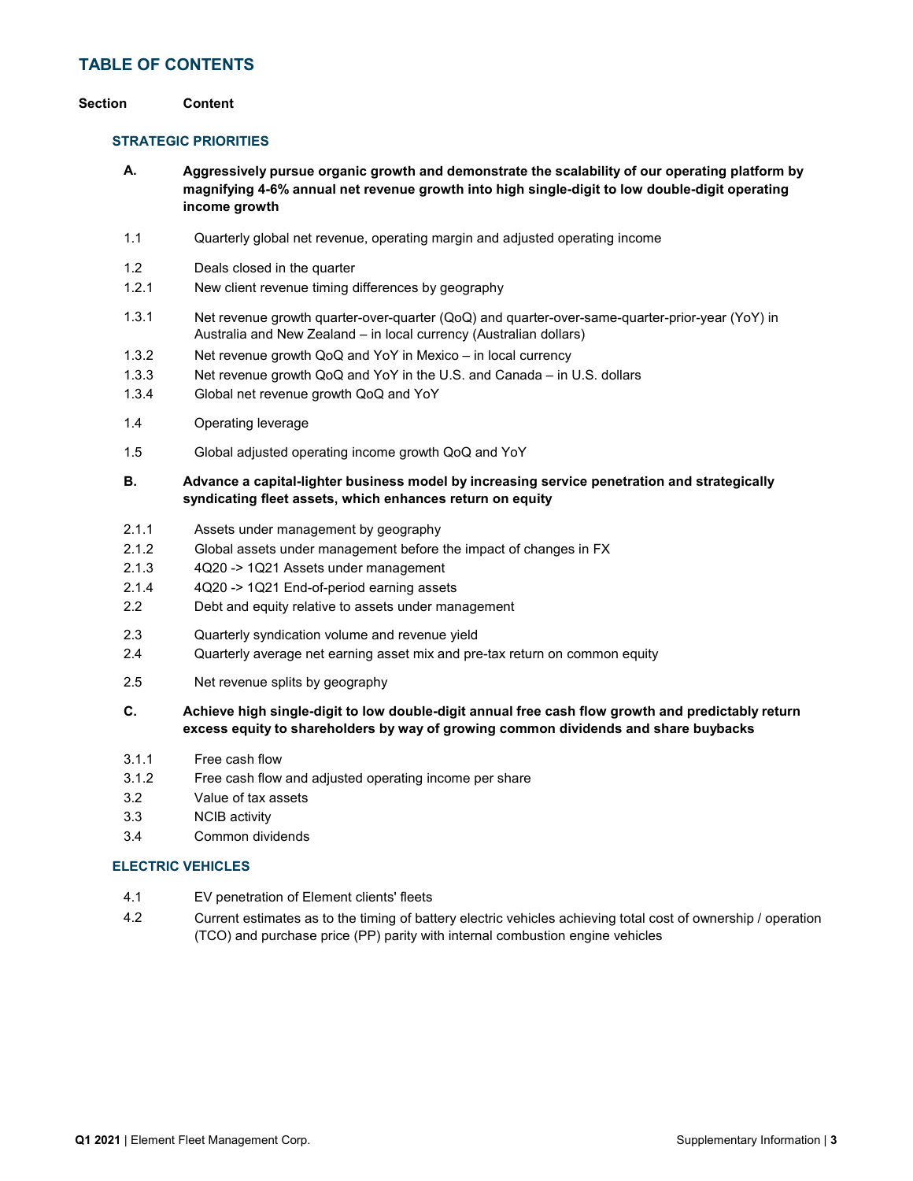## TABLE OF CONTENTS

| Section | Content |
|---|---|
| **STRATEGIC PRIORITIES** | |
| **A.** | **Aggressively pursue organic growth and demonstrate the scalability of our operating platform by magnifying 4-6% annual net revenue growth into high single-digit to low double-digit operating income growth** |
| 1.1 | Quarterly global net revenue, operating margin and adjusted operating income |
| 1.2 | Deals closed in the quarter |
| 1.2.1 | New client revenue timing differences by geography |
| 1.3.1 | Net revenue growth quarter-over-quarter (QoQ) and quarter-over-same-quarter-prior-year (YoY) in Australia and New Zealand – in local currency (Australian dollars) |
| 1.3.2 | Net revenue growth QoQ and YoY in Mexico – in local currency |
| 1.3.3 | Net revenue growth QoQ and YoY in the U.S. and Canada – in U.S. dollars |
| 1.3.4 | Global net revenue growth QoQ and YoY |
| 1.4 | Operating leverage |
| 1.5 | Global adjusted operating income growth QoQ and YoY |
| **B.** | **Advance a capital-lighter business model by increasing service penetration and strategically syndicating fleet assets, which enhances return on equity** |
| 2.1.1 | Assets under management by geography |
| 2.1.2 | Global assets under management before the impact of changes in FX |
| 2.1.3 | 4Q20 -> 1Q21 Assets under management |
| 2.1.4 | 4Q20 -> 1Q21 End-of-period earning assets |
| 2.2 | Debt and equity relative to assets under management |
| 2.3 | Quarterly syndication volume and revenue yield |
| 2.4 | Quarterly average net earning asset mix and pre-tax return on common equity |
| 2.5 | Net revenue splits by geography |
| **C.** | **Achieve high single-digit to low double-digit annual free cash flow growth and predictably return excess equity to shareholders by way of growing common dividends and share buybacks** |
| 3.1.1 | Free cash flow |
| 3.1.2 | Free cash flow and adjusted operating income per share |
| 3.2 | Value of tax assets |
| 3.3 | NCIB activity |
| 3.4 | Common dividends |
| **ELECTRIC VEHICLES** | |
| 4.1 | EV penetration of Element clients' fleets |
| 4.2 | Current estimates as to the timing of battery electric vehicles achieving total cost of ownership / operation (TCO) and purchase price (PP) parity with internal combustion engine vehicles |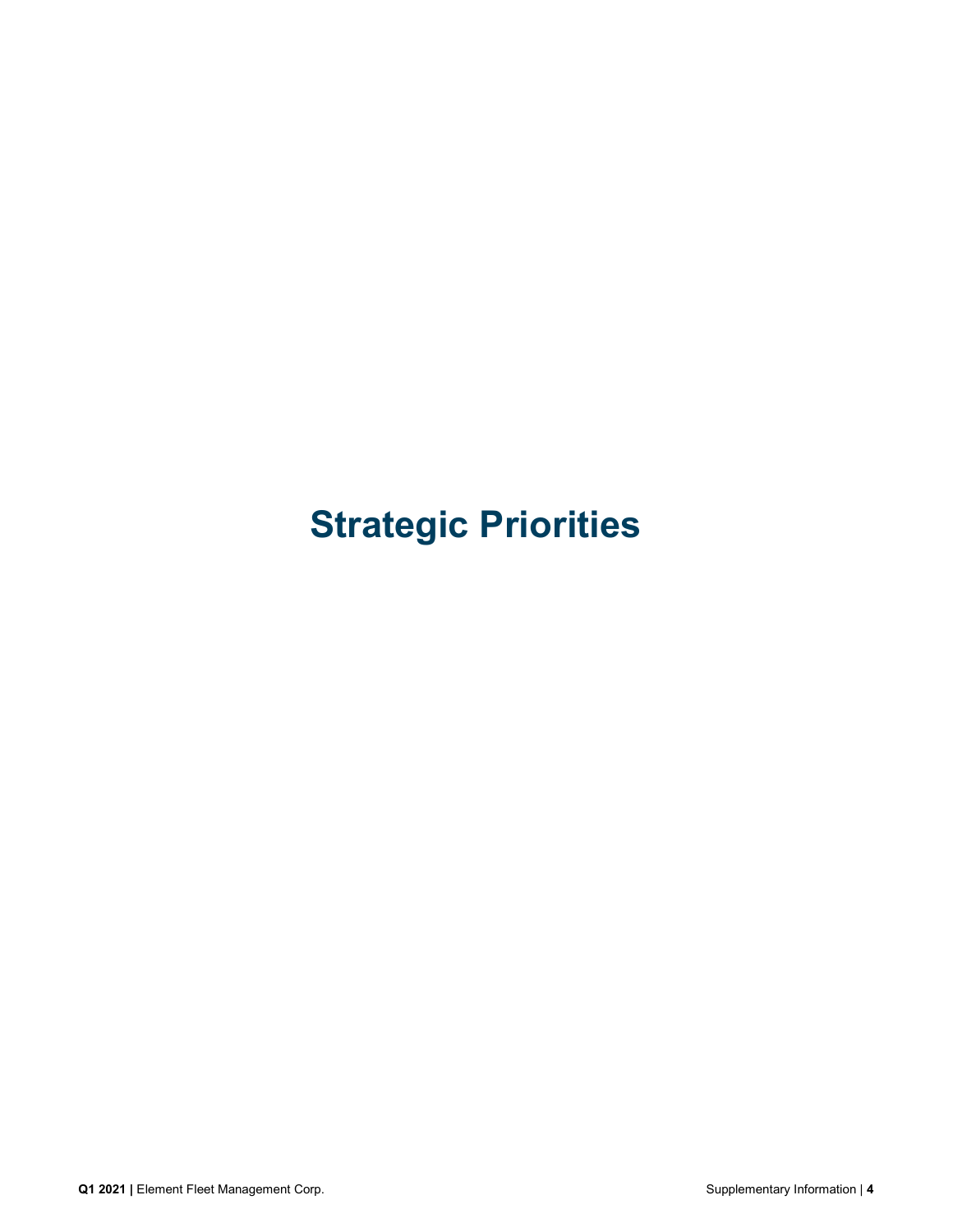# Strategic Priorities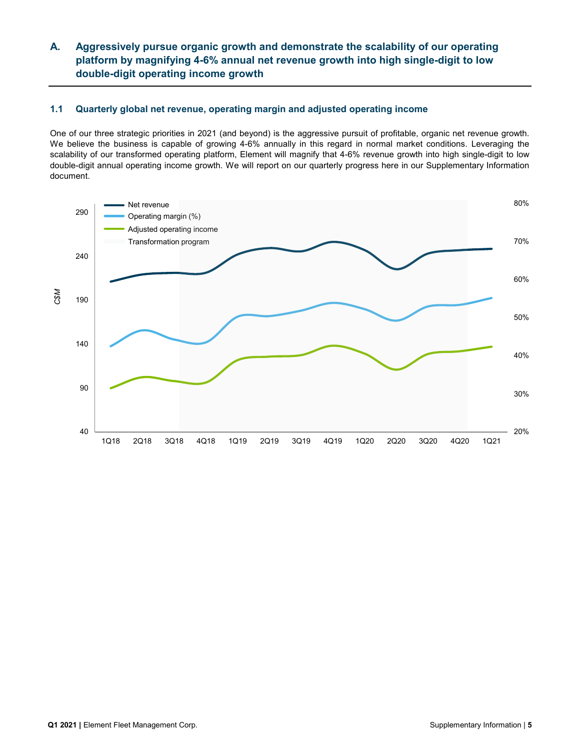## A. Aggressively pursue organic growth and demonstrate the scalability of our operating platform by magnifying 4-6% annual net revenue growth into high single-digit to low double-digit operating income growth

### 1.1 Quarterly global net revenue, operating margin and adjusted operating income

One of our three strategic priorities in 2021 (and beyond) is the aggressive pursuit of profitable, organic net revenue growth. We believe the business is capable of growing 4-6% annually in this regard in normal market conditions. Leveraging the scalability of our transformed operating platform, Element will magnify that 4-6% revenue growth into high single-digit to low double-digit annual operating income growth. We will report on our quarterly progress here in our Supplementary Information document.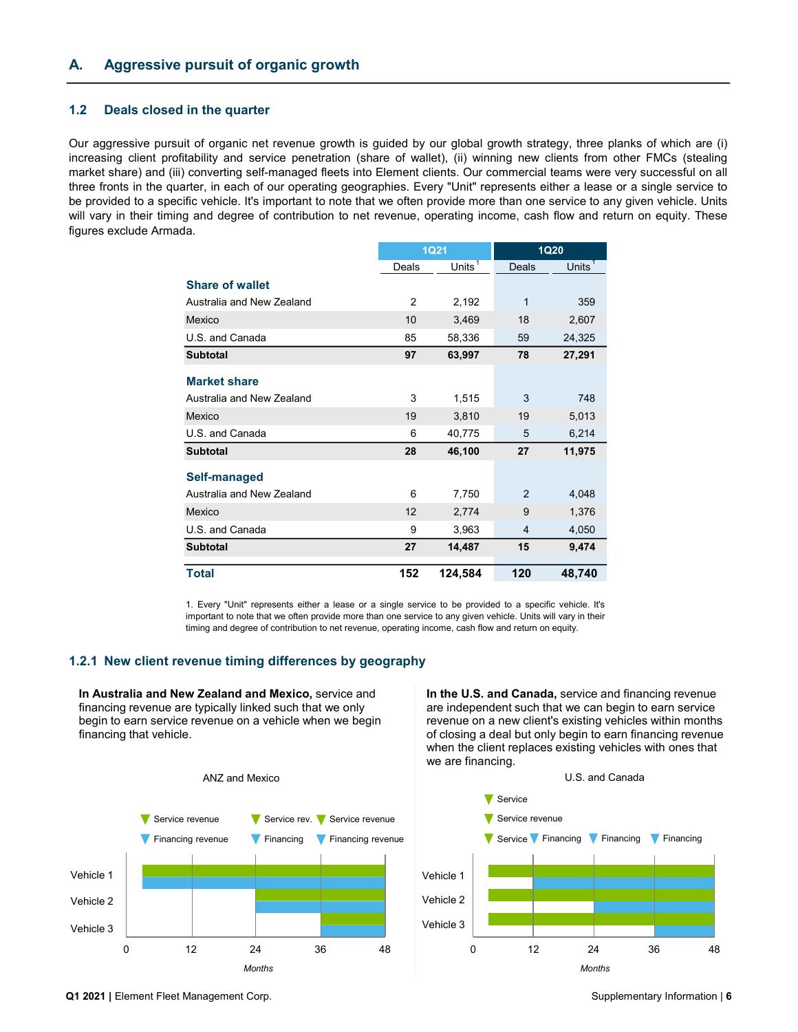## A. Aggressive pursuit of organic growth

### 1.2 Deals closed in the quarter

Our aggressive pursuit of organic net revenue growth is guided by our global growth strategy, three planks of which are (i) increasing client profitability and service penetration (share of wallet), (ii) winning new clients from other FMCs (stealing market share) and (iii) converting self-managed fleets into Element clients. Our commercial teams were very successful on all three fronts in the quarter, in each of our operating geographies. Every "Unit" represents either a lease or a single service to be provided to a specific vehicle. It's important to note that we often provide more than one service to any given vehicle. Units will vary in their timing and degree of contribution to net revenue, operating income, cash flow and return on equity. These figures exclude Armada.

| | 1Q21 | | 1Q20 | |
|---|---|---|---|---|
| | Deals | Units[1] | Deals | Units[1] |
| **Share of wallet** | | | | |
| Australia and New Zealand | 2 | 2,192 | 1 | 359 |
| Mexico | 10 | 3,469 | 18 | 2,607 |
| U.S. and Canada | 85 | 58,336 | 59 | 24,325 |
| **Subtotal** | **97** | **63,997** | **78** | **27,291** |
| **Market share** | | | | |
| Australia and New Zealand | 3 | 1,515 | 3 | 748 |
| Mexico | 19 | 3,810 | 19 | 5,013 |
| U.S. and Canada | 6 | 40,775 | 5 | 6,214 |
| **Subtotal** | **28** | **46,100** | **27** | **11,975** |
| **Self-managed** | | | | |
| Australia and New Zealand | 6 | 7,750 | 2 | 4,048 |
| Mexico | 12 | 2,774 | 9 | 1,376 |
| U.S. and Canada | 9 | 3,963 | 4 | 4,050 |
| **Subtotal** | **27** | **14,487** | **15** | **9,474** |
| **Total** | **152** | **124,584** | **120** | **48,740** |

1. Every "Unit" represents either a lease or a single service to be provided to a specific vehicle. It's important to note that we often provide more than one service to any given vehicle. Units will vary in their timing and degree of contribution to net revenue, operating income, cash flow and return on equity.

### 1.2.1 New client revenue timing differences by geography

**In Australia and New Zealand and Mexico,** service and financing revenue are typically linked such that we only begin to earn service revenue on a vehicle when we begin financing that vehicle.

ANZ and Mexico

| | Service / Financing revenue start |
|---|---|
| Vehicle 1 | Service revenue and Financing revenue from ~month 3 to 48 |
| Vehicle 2 | Service rev. and Financing from month 24 to 48 |
| Vehicle 3 | Service revenue and Financing revenue from month 36 to 48 |

Months: 0, 12, 24, 36, 48

**In the U.S. and Canada,** service and financing revenue are independent such that we can begin to earn service revenue on a new client's existing vehicles within months of closing a deal but only begin to earn financing revenue when the client replaces existing vehicles with ones that we are financing.

U.S. and Canada

| | Service / Financing revenue start |
|---|---|
| Vehicle 1 | Service from ~month 3; Financing from month 12 |
| Vehicle 2 | Service revenue from ~month 3; Financing from month 24 |
| Vehicle 3 | Service from ~month 3; Financing from month 36 |

Months: 0, 12, 24, 36, 48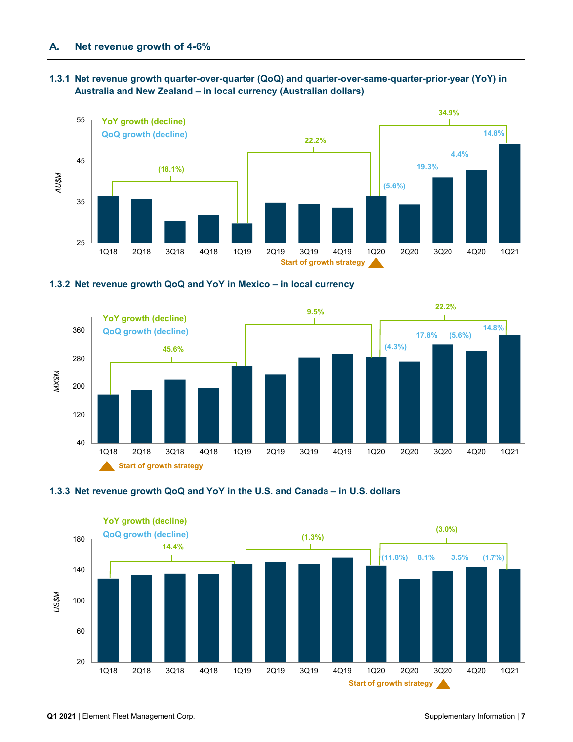## A. Net revenue growth of 4-6%

### 1.3.1 Net revenue growth quarter-over-quarter (QoQ) and quarter-over-same-quarter-prior-year (YoY) in Australia and New Zealand – in local currency (Australian dollars)

YoY growth (decline)

QoQ growth (decline)

AU$M

| | 1Q18 | 2Q18 | 3Q18 | 4Q18 | 1Q19 | 2Q19 | 3Q19 | 4Q19 | 1Q20 | 2Q20 | 3Q20 | 4Q20 | 1Q21 |
|---|---|---|---|---|---|---|---|---|---|---|---|---|---|
| YoY growth (decline) | | | | | (18.1%) | | | | 22.2% | | | | 34.9% |
| QoQ growth (decline) | | | | | | | | | | (5.6%) | 19.3% | 4.4% | 14.8% |

Start of growth strategy: 1Q20

### 1.3.2 Net revenue growth QoQ and YoY in Mexico – in local currency

YoY growth (decline)

QoQ growth (decline)

MX$M

| | 1Q18 | 2Q18 | 3Q18 | 4Q18 | 1Q19 | 2Q19 | 3Q19 | 4Q19 | 1Q20 | 2Q20 | 3Q20 | 4Q20 | 1Q21 |
|---|---|---|---|---|---|---|---|---|---|---|---|---|---|
| YoY growth (decline) | | | | | 45.6% | | | | 9.5% | | | | 22.2% |
| QoQ growth (decline) | | | | | | | | | | (4.3%) | 17.8% | (5.6%) | 14.8% |

Start of growth strategy: 1Q18

### 1.3.3 Net revenue growth QoQ and YoY in the U.S. and Canada – in U.S. dollars

YoY growth (decline)

QoQ growth (decline)

US$M

| | 1Q18 | 2Q18 | 3Q18 | 4Q18 | 1Q19 | 2Q19 | 3Q19 | 4Q19 | 1Q20 | 2Q20 | 3Q20 | 4Q20 | 1Q21 |
|---|---|---|---|---|---|---|---|---|---|---|---|---|---|
| YoY growth (decline) | | | | | 14.4% | | | | (1.3%) | | | | (3.0%) |
| QoQ growth (decline) | | | | | | | | | | (11.8%) | 8.1% | 3.5% | (1.7%) |

Start of growth strategy: 1Q21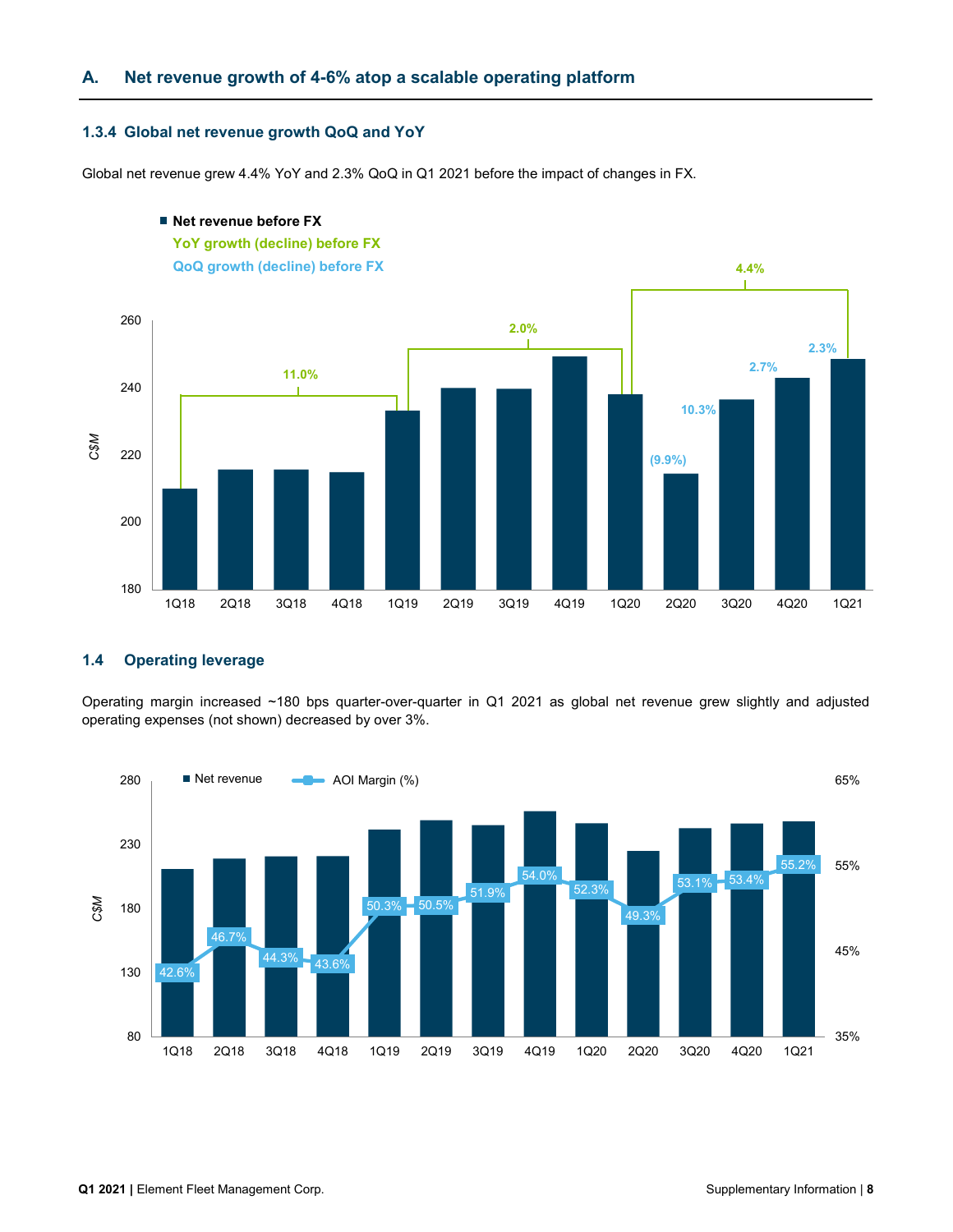## A. Net revenue growth of 4-6% atop a scalable operating platform

### 1.3.4 Global net revenue growth QoQ and YoY

Global net revenue grew 4.4% YoY and 2.3% QoQ in Q1 2021 before the impact of changes in FX.

| Quarter | QoQ growth (decline) before FX |
|---|---|
| 1Q18 | |
| 2Q18 | |
| 3Q18 | |
| 4Q18 | |
| 1Q19 | |
| 2Q19 | |
| 3Q19 | |
| 4Q19 | |
| 1Q20 | |
| 2Q20 | (9.9%) |
| 3Q20 | 10.3% |
| 4Q20 | 2.7% |
| 1Q21 | 2.3% |

YoY growth (decline) before FX: 1Q18 to 1Q19: 11.0%; 1Q19 to 1Q20: 2.0%; 1Q20 to 1Q21: 4.4%

### 1.4 Operating leverage

Operating margin increased ~180 bps quarter-over-quarter in Q1 2021 as global net revenue grew slightly and adjusted operating expenses (not shown) decreased by over 3%.

| Quarter | AOI Margin (%) |
|---|---|
| 1Q18 | 42.6% |
| 2Q18 | 46.7% |
| 3Q18 | 44.3% |
| 4Q18 | 43.6% |
| 1Q19 | 50.3% |
| 2Q19 | 50.5% |
| 3Q19 | 51.9% |
| 4Q19 | 54.0% |
| 1Q20 | 52.3% |
| 2Q20 | 49.3% |
| 3Q20 | 53.1% |
| 4Q20 | 53.4% |
| 1Q21 | 55.2% |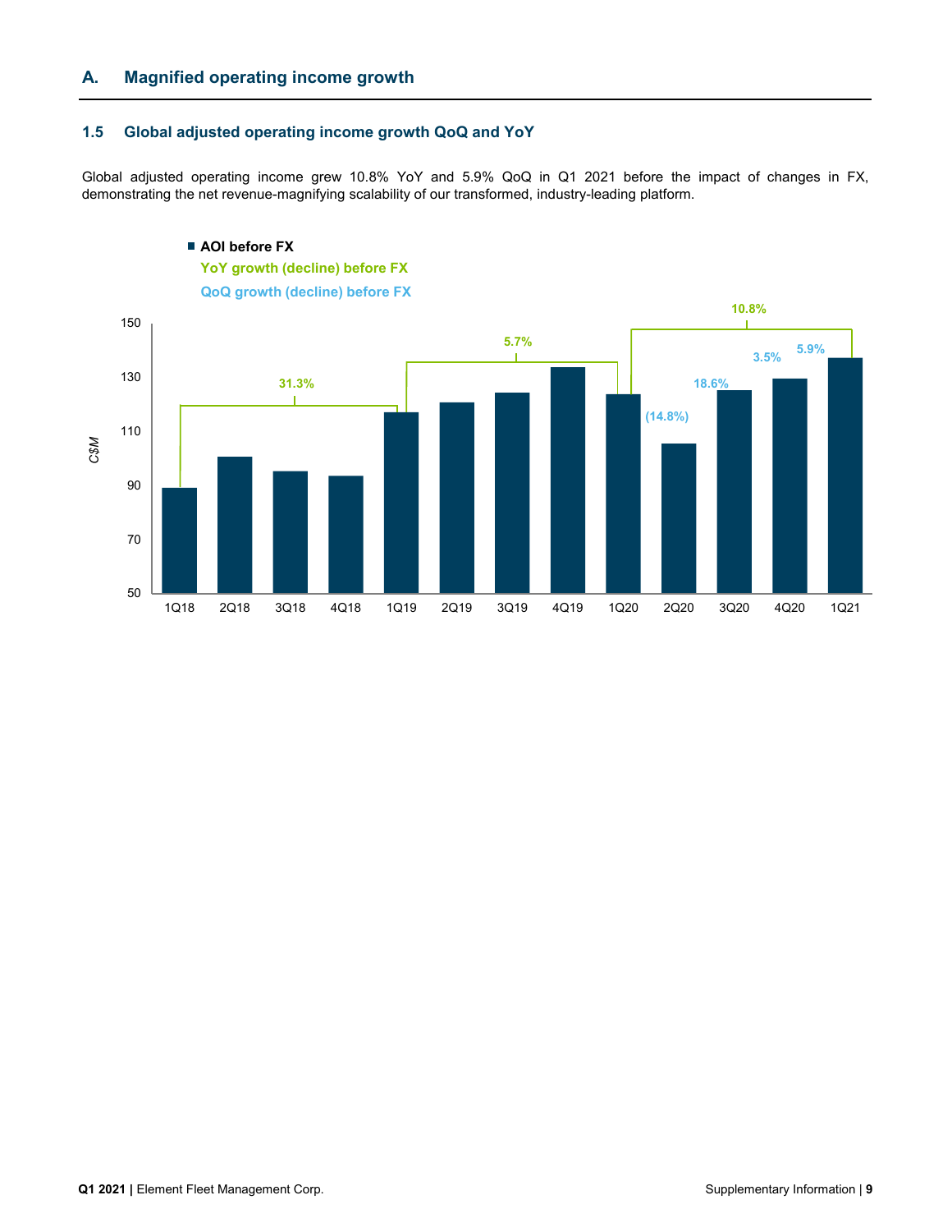## A. Magnified operating income growth

### 1.5 Global adjusted operating income growth QoQ and YoY

Global adjusted operating income grew 10.8% YoY and 5.9% QoQ in Q1 2021 before the impact of changes in FX, demonstrating the net revenue-magnifying scalability of our transformed, industry-leading platform.

- AOI before FX
- YoY growth (decline) before FX
- QoQ growth (decline) before FX

C$M

| | 1Q18 | 2Q18 | 3Q18 | 4Q18 | 1Q19 | 2Q19 | 3Q19 | 4Q19 | 1Q20 | 2Q20 | 3Q20 | 4Q20 | 1Q21 |
|---|---|---|---|---|---|---|---|---|---|---|---|---|---|
| YoY growth (decline) before FX | | | | | 31.3% | | | | 5.7% | | | | 10.8% |
| QoQ growth (decline) before FX | | | | | | | | | | (14.8%) | 18.6% | 3.5% | 5.9% |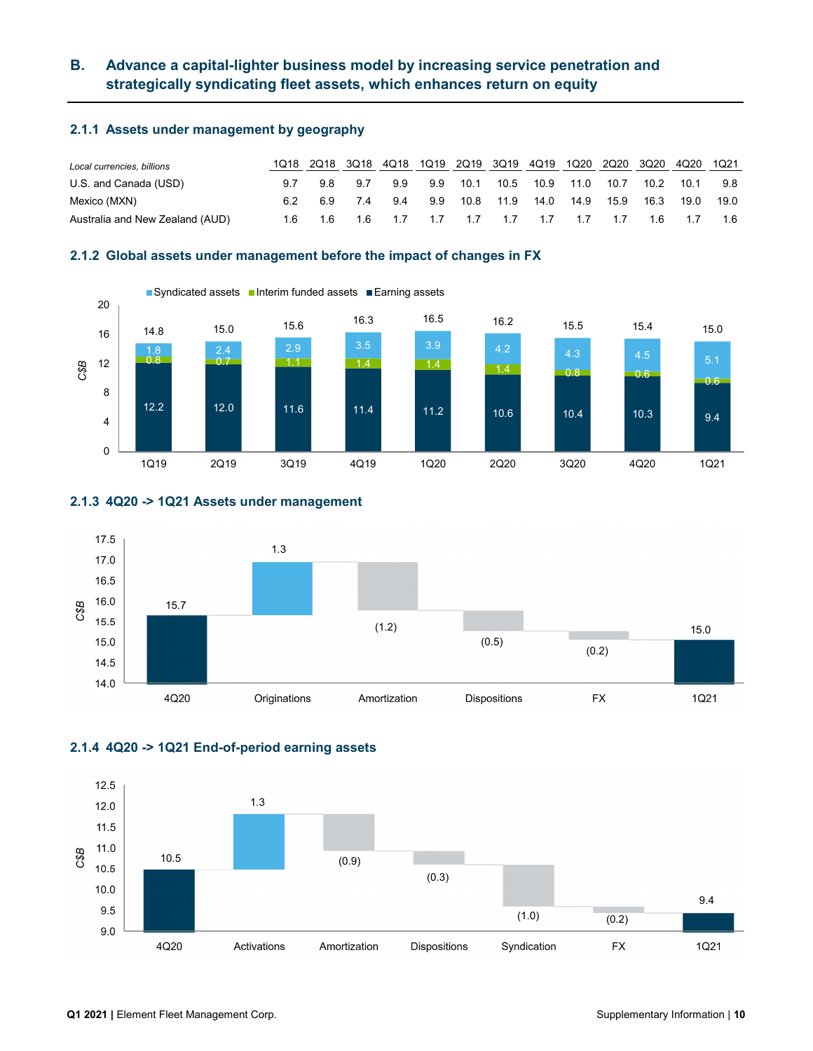## B. Advance a capital-lighter business model by increasing service penetration and strategically syndicating fleet assets, which enhances return on equity

### 2.1.1 Assets under management by geography

| *Local currencies, billions* | 1Q18 | 2Q18 | 3Q18 | 4Q18 | 1Q19 | 2Q19 | 3Q19 | 4Q19 | 1Q20 | 2Q20 | 3Q20 | 4Q20 | 1Q21 |
|---|---|---|---|---|---|---|---|---|---|---|---|---|---|
| U.S. and Canada (USD) | 9.7 | 9.8 | 9.7 | 9.9 | 9.9 | 10.1 | 10.5 | 10.9 | 11.0 | 10.7 | 10.2 | 10.1 | 9.8 |
| Mexico (MXN) | 6.2 | 6.9 | 7.4 | 9.4 | 9.9 | 10.8 | 11.9 | 14.0 | 14.9 | 15.9 | 16.3 | 19.0 | 19.0 |
| Australia and New Zealand (AUD) | 1.6 | 1.6 | 1.6 | 1.7 | 1.7 | 1.7 | 1.7 | 1.7 | 1.7 | 1.7 | 1.6 | 1.7 | 1.6 |

### 2.1.2 Global assets under management before the impact of changes in FX

| C$B | 1Q19 | 2Q19 | 3Q19 | 4Q19 | 1Q20 | 2Q20 | 3Q20 | 4Q20 | 1Q21 |
|---|---|---|---|---|---|---|---|---|---|
| Syndicated assets | 1.8 | 2.4 | 2.9 | 3.5 | 3.9 | 4.2 | 4.3 | 4.5 | 5.1 |
| Interim funded assets | 0.8 | 0.7 | 1.1 | 1.4 | 1.4 | 1.4 | 0.8 | 0.6 | 0.6 |
| Earning assets | 12.2 | 12.0 | 11.6 | 11.4 | 11.2 | 10.6 | 10.4 | 10.3 | 9.4 |
| Total | 14.8 | 15.0 | 15.6 | 16.3 | 16.5 | 16.2 | 15.5 | 15.4 | 15.0 |

### 2.1.3 4Q20 -> 1Q21 Assets under management

| C$B | 4Q20 | Originations | Amortization | Dispositions | FX | 1Q21 |
|---|---|---|---|---|---|---|
| | 15.7 | 1.3 | (1.2) | (0.5) | (0.2) | 15.0 |

### 2.1.4 4Q20 -> 1Q21 End-of-period earning assets

| C$B | 4Q20 | Activations | Amortization | Dispositions | Syndication | FX | 1Q21 |
|---|---|---|---|---|---|---|---|
| | 10.5 | 1.3 | (0.9) | (0.3) | (1.0) | (0.2) | 9.4 |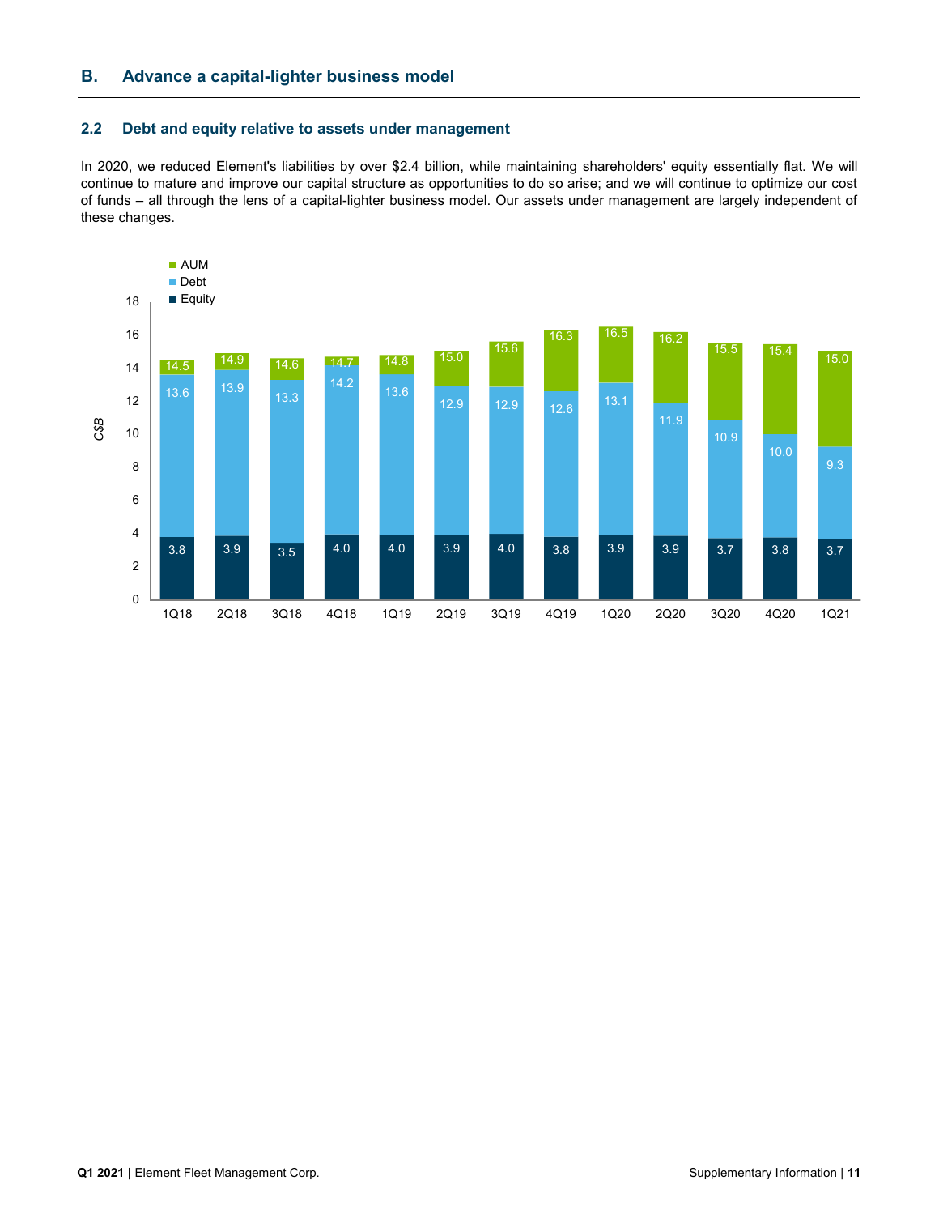## B. Advance a capital-lighter business model

### 2.2 Debt and equity relative to assets under management

In 2020, we reduced Element's liabilities by over $2.4 billion, while maintaining shareholders' equity essentially flat. We will continue to mature and improve our capital structure as opportunities to do so arise; and we will continue to optimize our cost of funds – all through the lens of a capital-lighter business model. Our assets under management are largely independent of these changes.

| C$B | 1Q18 | 2Q18 | 3Q18 | 4Q18 | 1Q19 | 2Q19 | 3Q19 | 4Q19 | 1Q20 | 2Q20 | 3Q20 | 4Q20 | 1Q21 |
|---|---|---|---|---|---|---|---|---|---|---|---|---|---|
| AUM | 14.5 | 14.9 | 14.6 | 14.7 | 14.8 | 15.0 | 15.6 | 16.3 | 16.5 | 16.2 | 15.5 | 15.4 | 15.0 |
| Debt | 13.6 | 13.9 | 13.3 | 14.2 | 13.6 | 12.9 | 12.9 | 12.6 | 13.1 | 11.9 | 10.9 | 10.0 | 9.3 |
| Equity | 3.8 | 3.9 | 3.5 | 4.0 | 4.0 | 3.9 | 4.0 | 3.8 | 3.9 | 3.9 | 3.7 | 3.8 | 3.7 |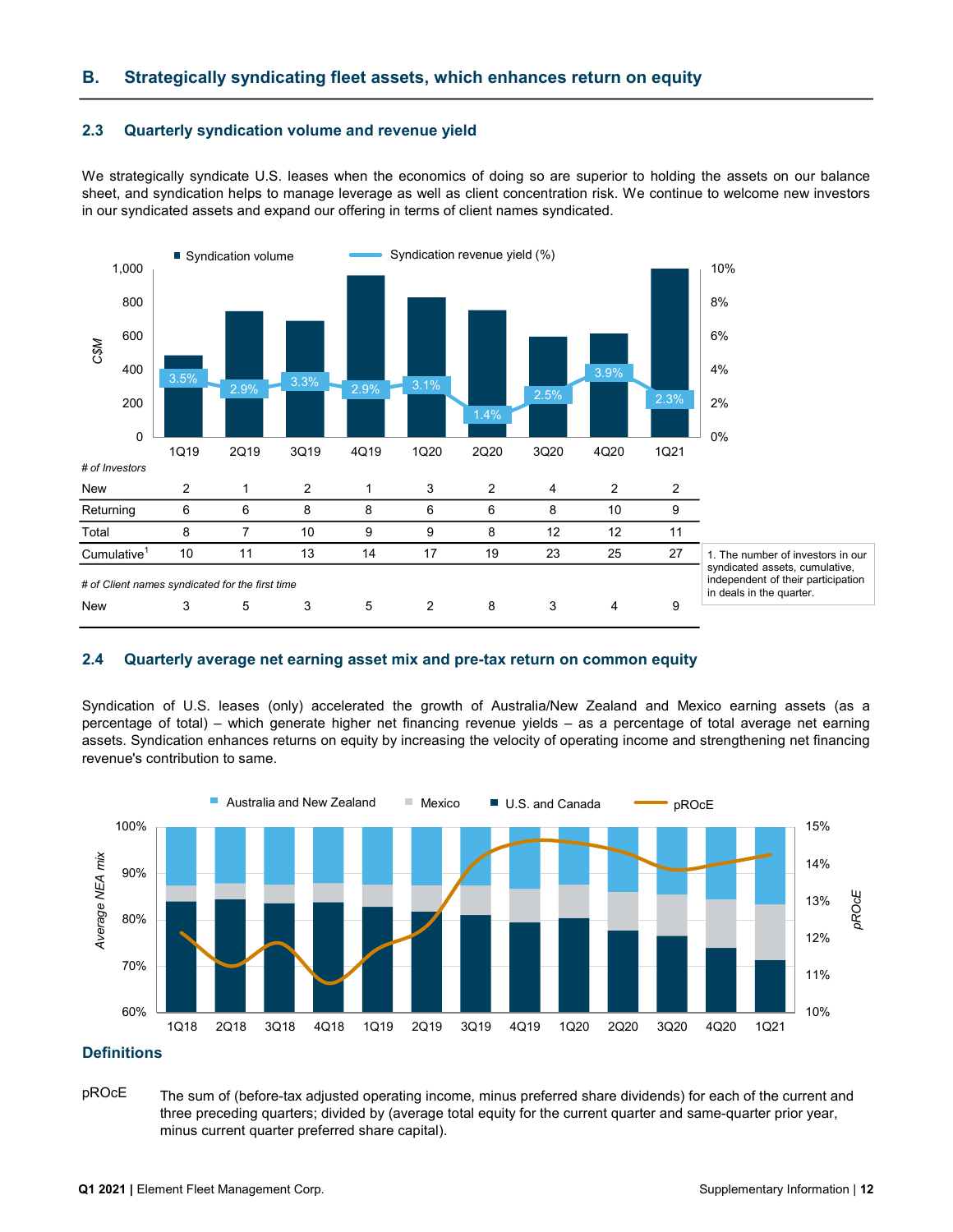## B. Strategically syndicating fleet assets, which enhances return on equity

### 2.3 Quarterly syndication volume and revenue yield

We strategically syndicate U.S. leases when the economics of doing so are superior to holding the assets on our balance sheet, and syndication helps to manage leverage as well as client concentration risk. We continue to welcome new investors in our syndicated assets and expand our offering in terms of client names syndicated.

| | 1Q19 | 2Q19 | 3Q19 | 4Q19 | 1Q20 | 2Q20 | 3Q20 | 4Q20 | 1Q21 |
|---|---|---|---|---|---|---|---|---|---|
| Syndication revenue yield (%) | 3.5% | 2.9% | 3.3% | 2.9% | 3.1% | 1.4% | 2.5% | 3.9% | 2.3% |
| *# of Investors* | | | | | | | | | |
| New | 2 | 1 | 2 | 1 | 3 | 2 | 4 | 2 | 2 |
| Returning | 6 | 6 | 8 | 8 | 6 | 6 | 8 | 10 | 9 |
| Total | 8 | 7 | 10 | 9 | 9 | 8 | 12 | 12 | 11 |
| Cumulative[1] | 10 | 11 | 13 | 14 | 17 | 19 | 23 | 25 | 27 |
| *# of Client names syndicated for the first time* | | | | | | | | | |
| New | 3 | 5 | 3 | 5 | 2 | 8 | 3 | 4 | 9 |

1. The number of investors in our syndicated assets, cumulative, independent of their participation in deals in the quarter.

### 2.4 Quarterly average net earning asset mix and pre-tax return on common equity

Syndication of U.S. leases (only) accelerated the growth of Australia/New Zealand and Mexico earning assets (as a percentage of total) – which generate higher net financing revenue yields – as a percentage of total average net earning assets. Syndication enhances returns on equity by increasing the velocity of operating income and strengthening net financing revenue's contribution to same.

### Definitions

pROcE — The sum of (before-tax adjusted operating income, minus preferred share dividends) for each of the current and three preceding quarters; divided by (average total equity for the current quarter and same-quarter prior year, minus current quarter preferred share capital).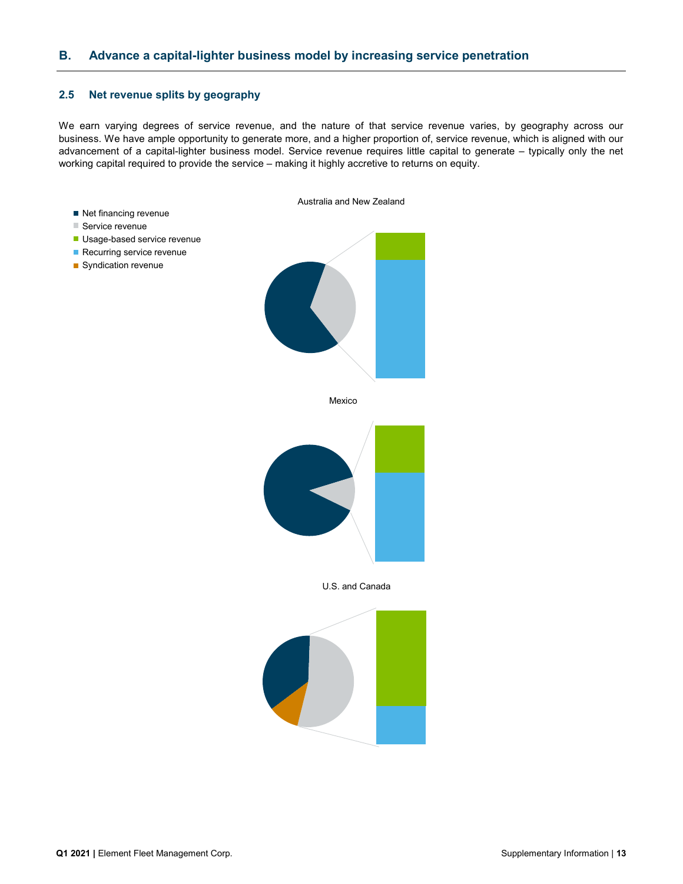## B. Advance a capital-lighter business model by increasing service penetration

### 2.5 Net revenue splits by geography

We earn varying degrees of service revenue, and the nature of that service revenue varies, by geography across our business. We have ample opportunity to generate more, and a higher proportion of, service revenue, which is aligned with our advancement of a capital-lighter business model. Service revenue requires little capital to generate – typically only the net working capital required to provide the service – making it highly accretive to returns on equity.

- Net financing revenue
- Service revenue
- Usage-based service revenue
- Recurring service revenue
- Syndication revenue

Australia and New Zealand

Mexico

U.S. and Canada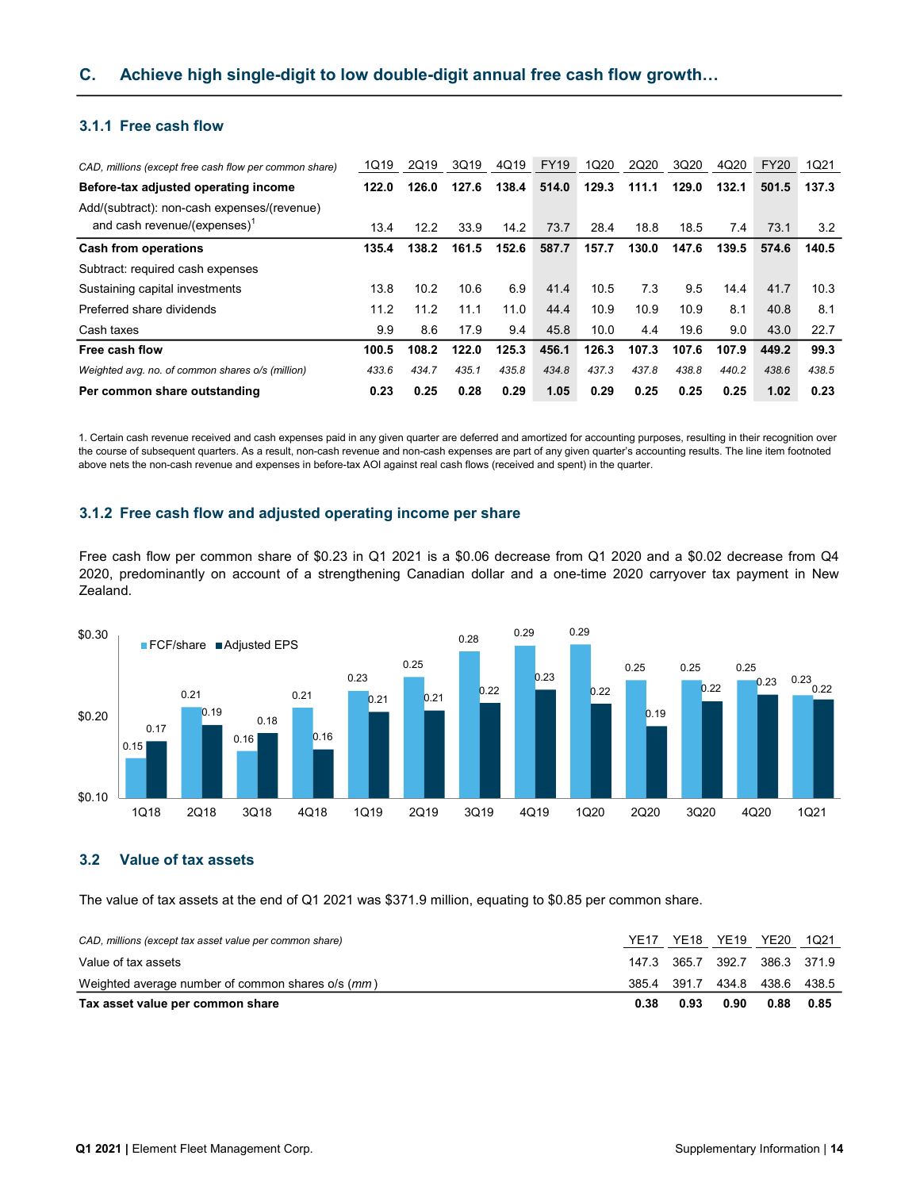## C. Achieve high single-digit to low double-digit annual free cash flow growth…

### 3.1.1 Free cash flow

| *CAD, millions (except free cash flow per common share)* | 1Q19 | 2Q19 | 3Q19 | 4Q19 | FY19 | 1Q20 | 2Q20 | 3Q20 | 4Q20 | FY20 | 1Q21 |
|---|---|---|---|---|---|---|---|---|---|---|---|
| **Before-tax adjusted operating income** | **122.0** | **126.0** | **127.6** | **138.4** | **514.0** | **129.3** | **111.1** | **129.0** | **132.1** | **501.5** | **137.3** |
| Add/(subtract): non-cash expenses/(revenue) and cash revenue/(expenses)[1] | 13.4 | 12.2 | 33.9 | 14.2 | 73.7 | 28.4 | 18.8 | 18.5 | 7.4 | 73.1 | 3.2 |
| **Cash from operations** | **135.4** | **138.2** | **161.5** | **152.6** | **587.7** | **157.7** | **130.0** | **147.6** | **139.5** | **574.6** | **140.5** |
| Subtract: required cash expenses | | | | | | | | | | | |
| Sustaining capital investments | 13.8 | 10.2 | 10.6 | 6.9 | 41.4 | 10.5 | 7.3 | 9.5 | 14.4 | 41.7 | 10.3 |
| Preferred share dividends | 11.2 | 11.2 | 11.1 | 11.0 | 44.4 | 10.9 | 10.9 | 10.9 | 8.1 | 40.8 | 8.1 |
| Cash taxes | 9.9 | 8.6 | 17.9 | 9.4 | 45.8 | 10.0 | 4.4 | 19.6 | 9.0 | 43.0 | 22.7 |
| **Free cash flow** | **100.5** | **108.2** | **122.0** | **125.3** | **456.1** | **126.3** | **107.3** | **107.6** | **107.9** | **449.2** | **99.3** |
| *Weighted avg. no. of common shares o/s (million)* | *433.6* | *434.7* | *435.1* | *435.8* | *434.8* | *437.3* | *437.8* | *438.8* | *440.2* | *438.6* | *438.5* |
| **Per common share outstanding** | **0.23** | **0.25** | **0.28** | **0.29** | **1.05** | **0.29** | **0.25** | **0.25** | **0.25** | **1.02** | **0.23** |

1. Certain cash revenue received and cash expenses paid in any given quarter are deferred and amortized for accounting purposes, resulting in their recognition over the course of subsequent quarters. As a result, non-cash revenue and non-cash expenses are part of any given quarter's accounting results. The line item footnoted above nets the non-cash revenue and expenses in before-tax AOI against real cash flows (received and spent) in the quarter.

### 3.1.2 Free cash flow and adjusted operating income per share

Free cash flow per common share of $0.23 in Q1 2021 is a $0.06 decrease from Q1 2020 and a $0.02 decrease from Q4 2020, predominantly on account of a strengthening Canadian dollar and a one-time 2020 carryover tax payment in New Zealand.

| | 1Q18 | 2Q18 | 3Q18 | 4Q18 | 1Q19 | 2Q19 | 3Q19 | 4Q19 | 1Q20 | 2Q20 | 3Q20 | 4Q20 | 1Q21 |
|---|---|---|---|---|---|---|---|---|---|---|---|---|---|
| FCF/share | 0.15 | 0.21 | 0.16 | 0.21 | 0.23 | 0.25 | 0.28 | 0.29 | 0.29 | 0.25 | 0.25 | 0.25 | 0.23 |
| Adjusted EPS | 0.17 | 0.19 | 0.18 | 0.16 | 0.21 | 0.21 | 0.22 | 0.23 | 0.22 | 0.19 | 0.22 | 0.23 | 0.22 |

### 3.2 Value of tax assets

The value of tax assets at the end of Q1 2021 was $371.9 million, equating to $0.85 per common share.

| *CAD, millions (except tax asset value per common share)* | YE17 | YE18 | YE19 | YE20 | 1Q21 |
|---|---|---|---|---|---|
| Value of tax assets | 147.3 | 365.7 | 392.7 | 386.3 | 371.9 |
| Weighted average number of common shares o/s (*mm*) | 385.4 | 391.7 | 434.8 | 438.6 | 438.5 |
| **Tax asset value per common share** | **0.38** | **0.93** | **0.90** | **0.88** | **0.85** |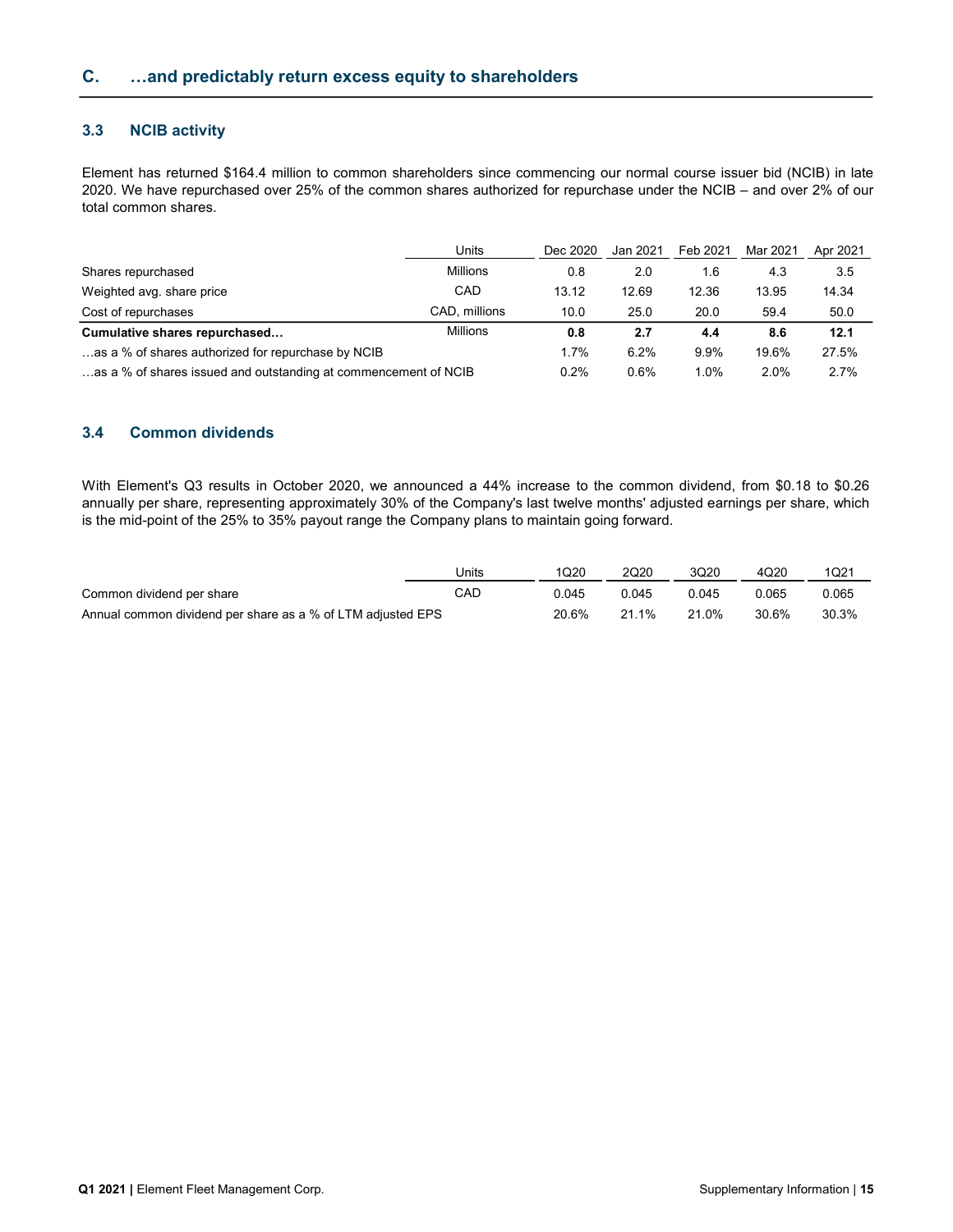## C. …and predictably return excess equity to shareholders

### 3.3 NCIB activity

Element has returned $164.4 million to common shareholders since commencing our normal course issuer bid (NCIB) in late 2020. We have repurchased over 25% of the common shares authorized for repurchase under the NCIB – and over 2% of our total common shares.

| | Units | Dec 2020 | Jan 2021 | Feb 2021 | Mar 2021 | Apr 2021 |
|---|---|---|---|---|---|---|
| Shares repurchased | Millions | 0.8 | 2.0 | 1.6 | 4.3 | 3.5 |
| Weighted avg. share price | CAD | 13.12 | 12.69 | 12.36 | 13.95 | 14.34 |
| Cost of repurchases | CAD, millions | 10.0 | 25.0 | 20.0 | 59.4 | 50.0 |
| **Cumulative shares repurchased…** | Millions | **0.8** | **2.7** | **4.4** | **8.6** | **12.1** |
| …as a % of shares authorized for repurchase by NCIB | | 1.7% | 6.2% | 9.9% | 19.6% | 27.5% |
| …as a % of shares issued and outstanding at commencement of NCIB | | 0.2% | 0.6% | 1.0% | 2.0% | 2.7% |

### 3.4 Common dividends

With Element's Q3 results in October 2020, we announced a 44% increase to the common dividend, from $0.18 to $0.26 annually per share, representing approximately 30% of the Company's last twelve months' adjusted earnings per share, which is the mid-point of the 25% to 35% payout range the Company plans to maintain going forward.

| | Units | 1Q20 | 2Q20 | 3Q20 | 4Q20 | 1Q21 |
|---|---|---|---|---|---|---|
| Common dividend per share | CAD | 0.045 | 0.045 | 0.045 | 0.065 | 0.065 |
| Annual common dividend per share as a % of LTM adjusted EPS | | 20.6% | 21.1% | 21.0% | 30.6% | 30.3% |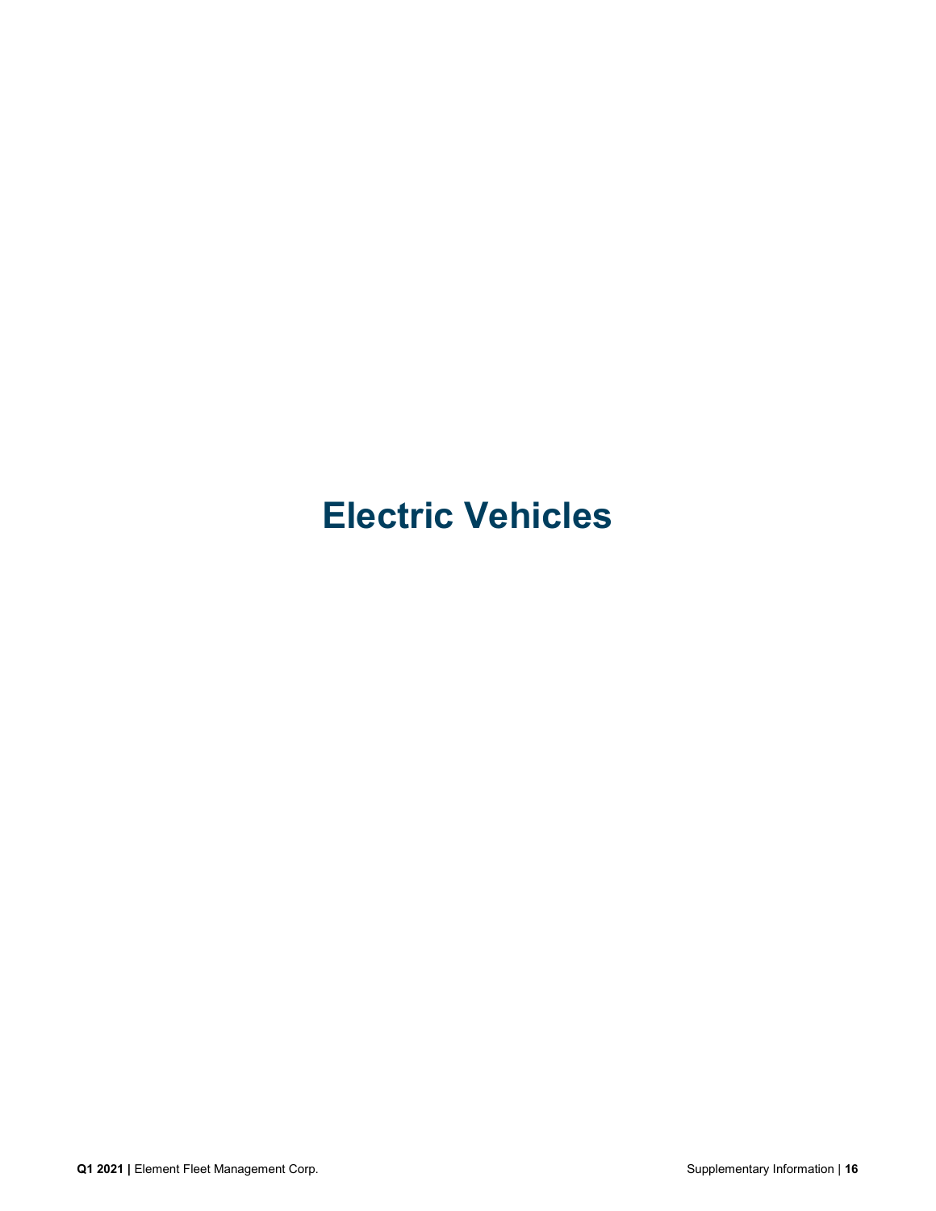# Electric Vehicles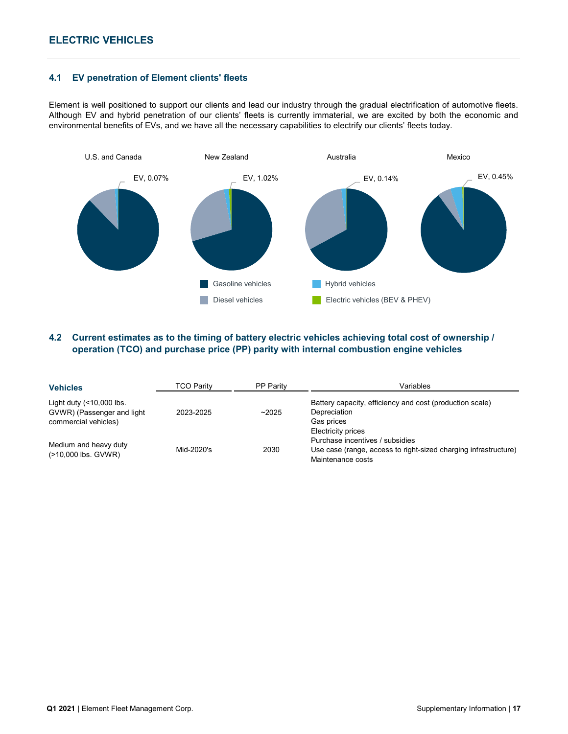## ELECTRIC VEHICLES

### 4.1 EV penetration of Element clients' fleets

Element is well positioned to support our clients and lead our industry through the gradual electrification of automotive fleets. Although EV and hybrid penetration of our clients' fleets is currently immaterial, we are excited by both the economic and environmental benefits of EVs, and we have all the necessary capabilities to electrify our clients' fleets today.

U.S. and Canada
EV, 0.07%

New Zealand
EV, 1.02%

Australia
EV, 0.14%

Mexico
EV, 0.45%

Gasoline vehicles
Diesel vehicles
Hybrid vehicles
Electric vehicles (BEV & PHEV)

### 4.2 Current estimates as to the timing of battery electric vehicles achieving total cost of ownership / operation (TCO) and purchase price (PP) parity with internal combustion engine vehicles

| Vehicles | TCO Parity | PP Parity | Variables |
|---|---|---|---|
| Light duty (<10,000 lbs. GVWR) (Passenger and light commercial vehicles) | 2023-2025 | ~2025 | Battery capacity, efficiency and cost (production scale)<br>Depreciation<br>Gas prices<br>Electricity prices |
| Medium and heavy duty (>10,000 lbs. GVWR) | Mid-2020's | 2030 | Purchase incentives / subsidies<br>Use case (range, access to right-sized charging infrastructure)<br>Maintenance costs |